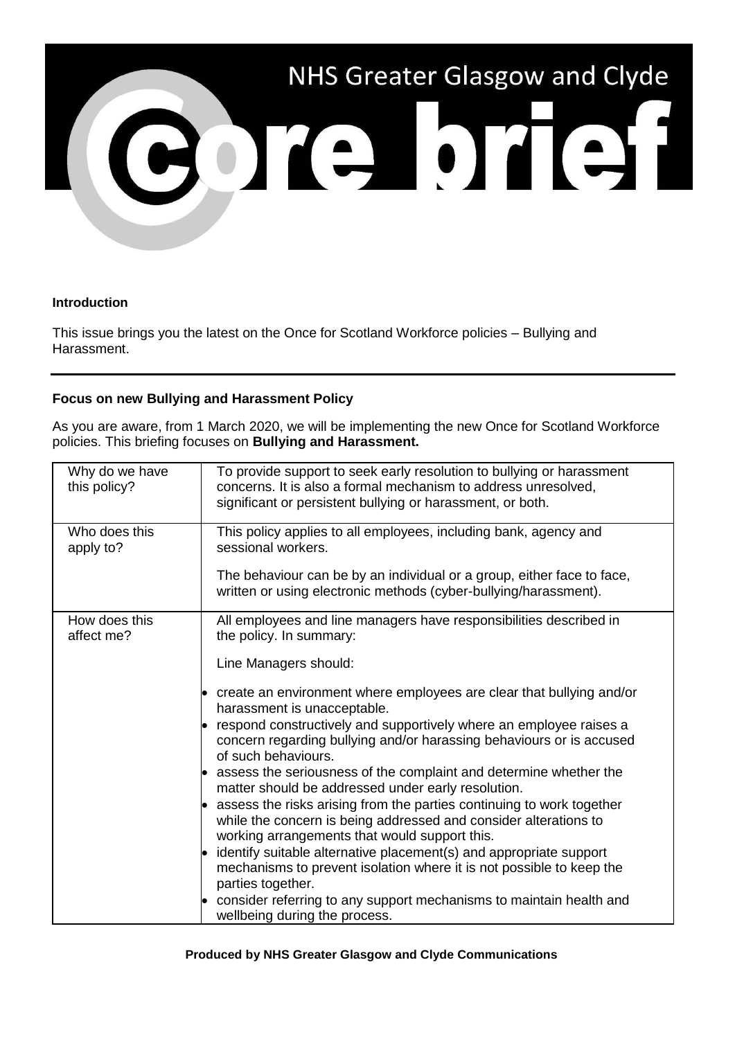# NHS Greater Glasgow and Clyde

# Core brief

**Introduction**

This issue brings you the latest on the Once for Scotland Workforce policies – Bullying and Harassment.

---

**Focus on new Bullying and Harassment Policy**

As you are aware, from 1 March 2020, we will be implementing the new Once for Scotland Workforce policies. This briefing focuses on **Bullying and Harassment.**

| | |
|---|---|
| Why do we have this policy? | To provide support to seek early resolution to bullying or harassment concerns. It is also a formal mechanism to address unresolved, significant or persistent bullying or harassment, or both. |
| Who does this apply to? | This policy applies to all employees, including bank, agency and sessional workers.<br><br>The behaviour can be by an individual or a group, either face to face, written or using electronic methods (cyber-bullying/harassment). |
| How does this affect me? | All employees and line managers have responsibilities described in the policy. In summary:<br><br>Line Managers should:<br><br>• create an environment where employees are clear that bullying and/or harassment is unacceptable.<br>• respond constructively and supportively where an employee raises a concern regarding bullying and/or harassing behaviours or is accused of such behaviours.<br>• assess the seriousness of the complaint and determine whether the matter should be addressed under early resolution.<br>• assess the risks arising from the parties continuing to work together while the concern is being addressed and consider alterations to working arrangements that would support this.<br>• identify suitable alternative placement(s) and appropriate support mechanisms to prevent isolation where it is not possible to keep the parties together.<br>• consider referring to any support mechanisms to maintain health and wellbeing during the process. |

**Produced by NHS Greater Glasgow and Clyde Communications**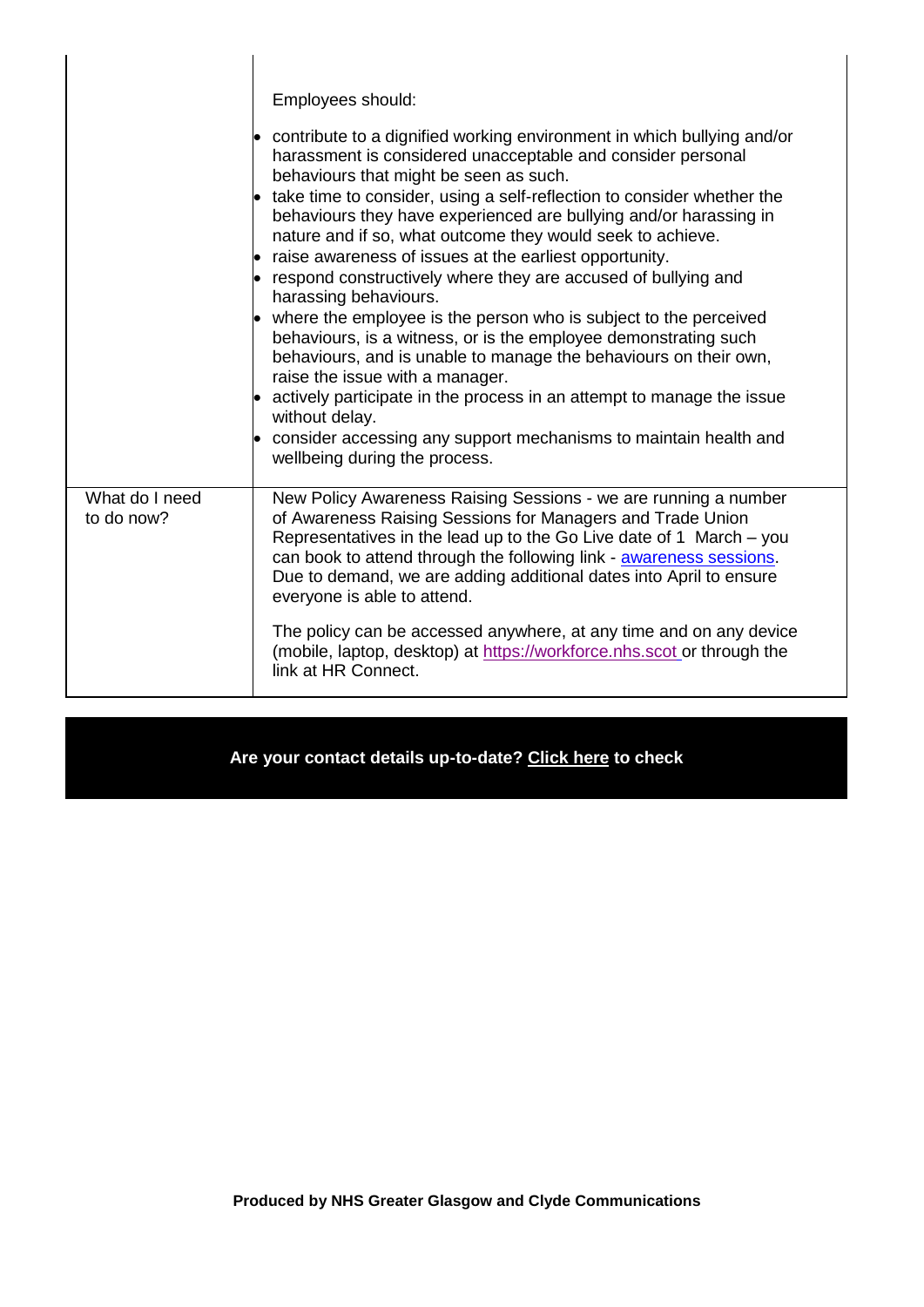| | |
|---|---|
| | Employees should:<br><br>• contribute to a dignified working environment in which bullying and/or harassment is considered unacceptable and consider personal behaviours that might be seen as such.<br>• take time to consider, using a self-reflection to consider whether the behaviours they have experienced are bullying and/or harassing in nature and if so, what outcome they would seek to achieve.<br>• raise awareness of issues at the earliest opportunity.<br>• respond constructively where they are accused of bullying and harassing behaviours.<br>• where the employee is the person who is subject to the perceived behaviours, is a witness, or is the employee demonstrating such behaviours, and is unable to manage the behaviours on their own, raise the issue with a manager.<br>• actively participate in the process in an attempt to manage the issue without delay.<br>• consider accessing any support mechanisms to maintain health and wellbeing during the process. |
| What do I need to do now? | New Policy Awareness Raising Sessions - we are running a number of Awareness Raising Sessions for Managers and Trade Union Representatives in the lead up to the Go Live date of 1 March – you can book to attend through the following link - awareness sessions. Due to demand, we are adding additional dates into April to ensure everyone is able to attend.<br><br>The policy can be accessed anywhere, at any time and on any device (mobile, laptop, desktop) at https://workforce.nhs.scot or through the link at HR Connect. |

**Are your contact details up-to-date? Click here to check**

**Produced by NHS Greater Glasgow and Clyde Communications**